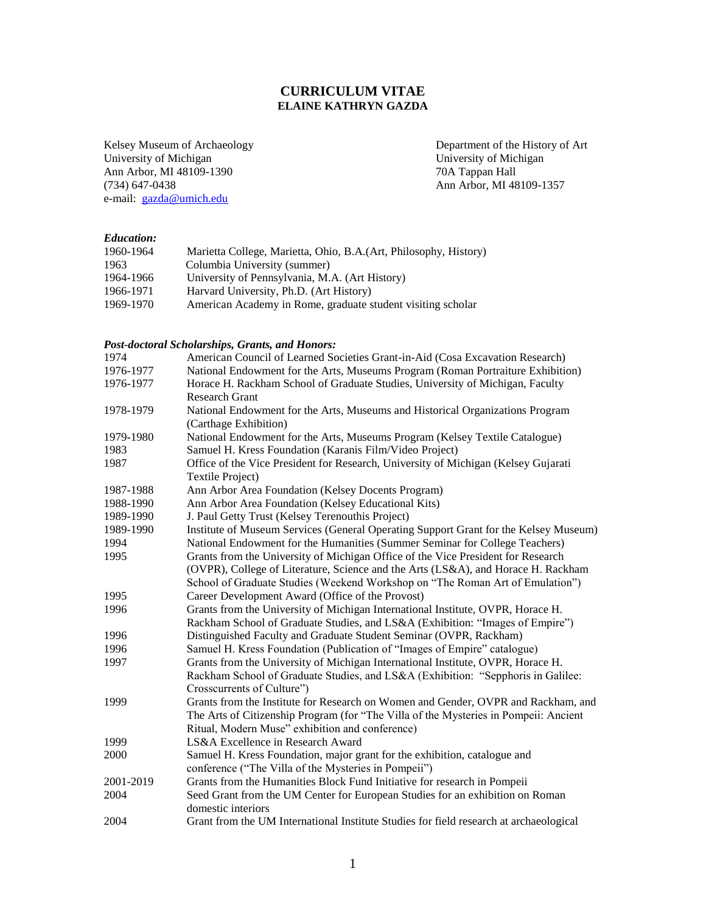# CURRICULUM VITAE
## ELAINE KATHRYN GAZDA

Kelsey Museum of Archaeology
University of Michigan
Ann Arbor, MI 48109-1390
(734) 647-0438
e-mail: gazda@umich.edu

Department of the History of Art
University of Michigan
70A Tappan Hall
Ann Arbor, MI 48109-1357

### *Education:*

| | |
|---|---|
| 1960-1964 | Marietta College, Marietta, Ohio, B.A.(Art, Philosophy, History) |
| 1963 | Columbia University (summer) |
| 1964-1966 | University of Pennsylvania, M.A. (Art History) |
| 1966-1971 | Harvard University, Ph.D. (Art History) |
| 1969-1970 | American Academy in Rome, graduate student visiting scholar |

### *Post-doctoral Scholarships, Grants, and Honors:*

| | |
|---|---|
| 1974 | American Council of Learned Societies Grant-in-Aid (Cosa Excavation Research) |
| 1976-1977 | National Endowment for the Arts, Museums Program (Roman Portraiture Exhibition) |
| 1976-1977 | Horace H. Rackham School of Graduate Studies, University of Michigan, Faculty Research Grant |
| 1978-1979 | National Endowment for the Arts, Museums and Historical Organizations Program (Carthage Exhibition) |
| 1979-1980 | National Endowment for the Arts, Museums Program (Kelsey Textile Catalogue) |
| 1983 | Samuel H. Kress Foundation (Karanis Film/Video Project) |
| 1987 | Office of the Vice President for Research, University of Michigan (Kelsey Gujarati Textile Project) |
| 1987-1988 | Ann Arbor Area Foundation (Kelsey Docents Program) |
| 1988-1990 | Ann Arbor Area Foundation (Kelsey Educational Kits) |
| 1989-1990 | J. Paul Getty Trust (Kelsey Terenouthis Project) |
| 1989-1990 | Institute of Museum Services (General Operating Support Grant for the Kelsey Museum) |
| 1994 | National Endowment for the Humanities (Summer Seminar for College Teachers) |
| 1995 | Grants from the University of Michigan Office of the Vice President for Research (OVPR), College of Literature, Science and the Arts (LS&A), and Horace H. Rackham School of Graduate Studies (Weekend Workshop on "The Roman Art of Emulation") |
| 1995 | Career Development Award (Office of the Provost) |
| 1996 | Grants from the University of Michigan International Institute, OVPR, Horace H. Rackham School of Graduate Studies, and LS&A (Exhibition: "Images of Empire") |
| 1996 | Distinguished Faculty and Graduate Student Seminar (OVPR, Rackham) |
| 1996 | Samuel H. Kress Foundation (Publication of "Images of Empire" catalogue) |
| 1997 | Grants from the University of Michigan International Institute, OVPR, Horace H. Rackham School of Graduate Studies, and LS&A (Exhibition: "Sepphoris in Galilee: Crosscurrents of Culture") |
| 1999 | Grants from the Institute for Research on Women and Gender, OVPR and Rackham, and The Arts of Citizenship Program (for "The Villa of the Mysteries in Pompeii: Ancient Ritual, Modern Muse" exhibition and conference) |
| 1999 | LS&A Excellence in Research Award |
| 2000 | Samuel H. Kress Foundation, major grant for the exhibition, catalogue and conference ("The Villa of the Mysteries in Pompeii") |
| 2001-2019 | Grants from the Humanities Block Fund Initiative for research in Pompeii |
| 2004 | Seed Grant from the UM Center for European Studies for an exhibition on Roman domestic interiors |
| 2004 | Grant from the UM International Institute Studies for field research at archaeological |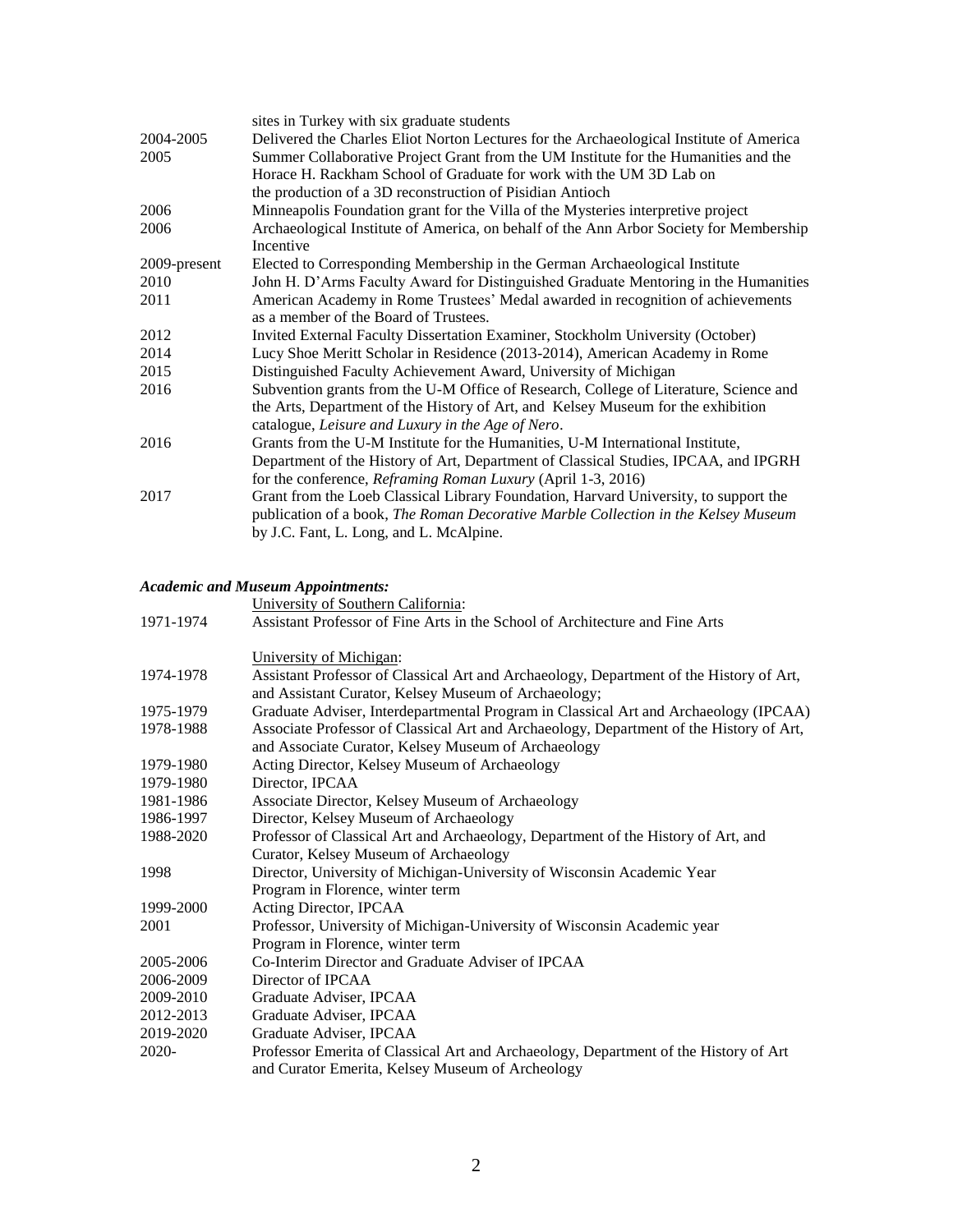| | |
|---|---|
| | sites in Turkey with six graduate students |
| 2004-2005 | Delivered the Charles Eliot Norton Lectures for the Archaeological Institute of America |
| 2005 | Summer Collaborative Project Grant from the UM Institute for the Humanities and the Horace H. Rackham School of Graduate for work with the UM 3D Lab on the production of a 3D reconstruction of Pisidian Antioch |
| 2006 | Minneapolis Foundation grant for the Villa of the Mysteries interpretive project |
| 2006 | Archaeological Institute of America, on behalf of the Ann Arbor Society for Membership Incentive |
| 2009-present | Elected to Corresponding Membership in the German Archaeological Institute |
| 2010 | John H. D'Arms Faculty Award for Distinguished Graduate Mentoring in the Humanities |
| 2011 | American Academy in Rome Trustees' Medal awarded in recognition of achievements as a member of the Board of Trustees. |
| 2012 | Invited External Faculty Dissertation Examiner, Stockholm University (October) |
| 2014 | Lucy Shoe Meritt Scholar in Residence (2013-2014), American Academy in Rome |
| 2015 | Distinguished Faculty Achievement Award, University of Michigan |
| 2016 | Subvention grants from the U-M Office of Research, College of Literature, Science and the Arts, Department of the History of Art, and Kelsey Museum for the exhibition catalogue, *Leisure and Luxury in the Age of Nero*. |
| 2016 | Grants from the U-M Institute for the Humanities, U-M International Institute, Department of the History of Art, Department of Classical Studies, IPCAA, and IPGRH for the conference, *Reframing Roman Luxury* (April 1-3, 2016) |
| 2017 | Grant from the Loeb Classical Library Foundation, Harvard University, to support the publication of a book, *The Roman Decorative Marble Collection in the Kelsey Museum* by J.C. Fant, L. Long, and L. McAlpine. |

***Academic and Museum Appointments:***

| | |
|---|---|
| | <u>University of Southern California</u>: |
| 1971-1974 | Assistant Professor of Fine Arts in the School of Architecture and Fine Arts |
| | <u>University of Michigan</u>: |
| 1974-1978 | Assistant Professor of Classical Art and Archaeology, Department of the History of Art, and Assistant Curator, Kelsey Museum of Archaeology; |
| 1975-1979 | Graduate Adviser, Interdepartmental Program in Classical Art and Archaeology (IPCAA) |
| 1978-1988 | Associate Professor of Classical Art and Archaeology, Department of the History of Art, and Associate Curator, Kelsey Museum of Archaeology |
| 1979-1980 | Acting Director, Kelsey Museum of Archaeology |
| 1979-1980 | Director, IPCAA |
| 1981-1986 | Associate Director, Kelsey Museum of Archaeology |
| 1986-1997 | Director, Kelsey Museum of Archaeology |
| 1988-2020 | Professor of Classical Art and Archaeology, Department of the History of Art, and Curator, Kelsey Museum of Archaeology |
| 1998 | Director, University of Michigan-University of Wisconsin Academic Year Program in Florence, winter term |
| 1999-2000 | Acting Director, IPCAA |
| 2001 | Professor, University of Michigan-University of Wisconsin Academic year Program in Florence, winter term |
| 2005-2006 | Co-Interim Director and Graduate Adviser of IPCAA |
| 2006-2009 | Director of IPCAA |
| 2009-2010 | Graduate Adviser, IPCAA |
| 2012-2013 | Graduate Adviser, IPCAA |
| 2019-2020 | Graduate Adviser, IPCAA |
| 2020- | Professor Emerita of Classical Art and Archaeology, Department of the History of Art and Curator Emerita, Kelsey Museum of Archeology |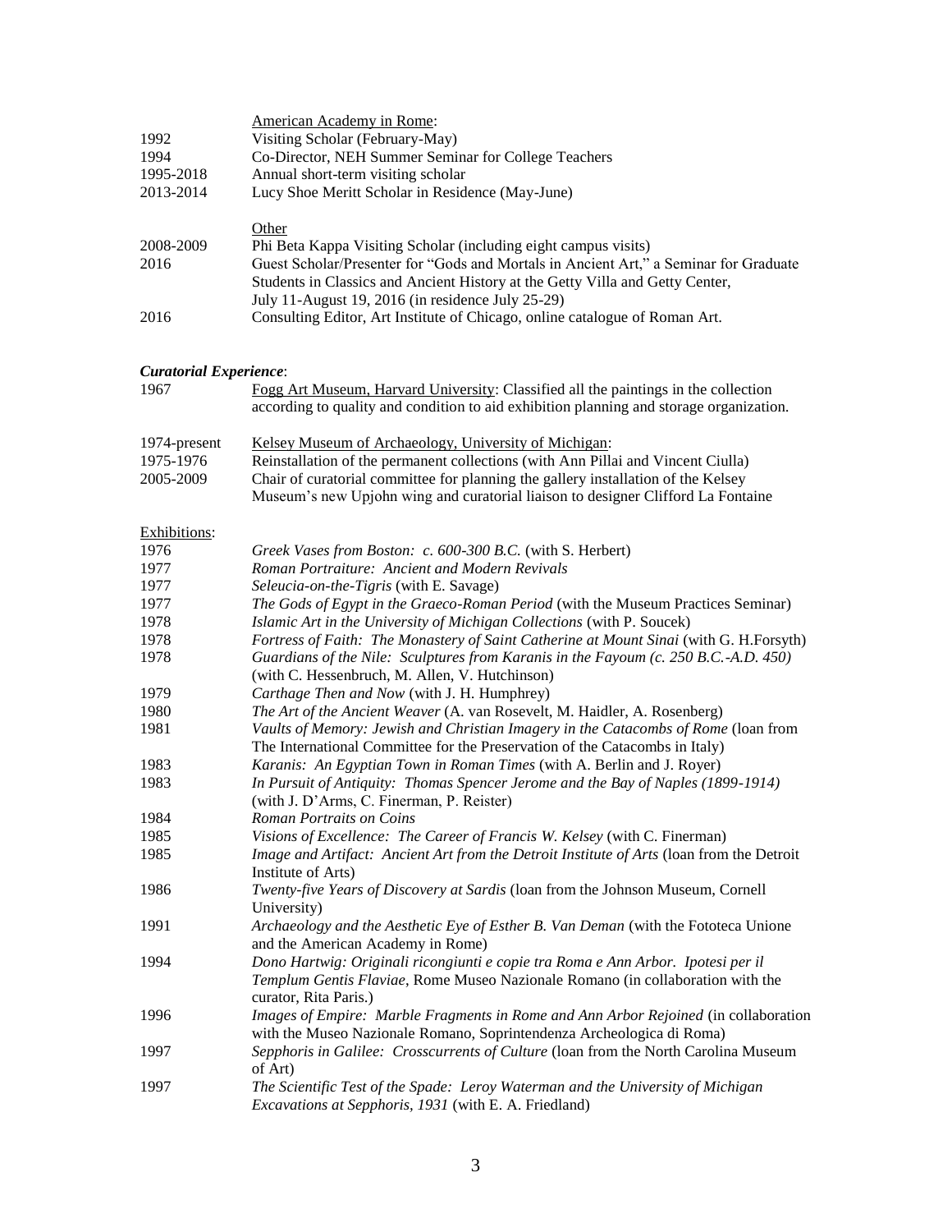<u>American Academy in Rome</u>:

| | |
|---|---|
| 1992 | Visiting Scholar (February-May) |
| 1994 | Co-Director, NEH Summer Seminar for College Teachers |
| 1995-2018 | Annual short-term visiting scholar |
| 2013-2014 | Lucy Shoe Meritt Scholar in Residence (May-June) |

<u>Other</u>

| | |
|---|---|
| 2008-2009 | Phi Beta Kappa Visiting Scholar (including eight campus visits) |
| 2016 | Guest Scholar/Presenter for "Gods and Mortals in Ancient Art," a Seminar for Graduate Students in Classics and Ancient History at the Getty Villa and Getty Center, July 11-August 19, 2016 (in residence July 25-29) |
| 2016 | Consulting Editor, Art Institute of Chicago, online catalogue of Roman Art. |

***Curatorial Experience*:**

| | |
|---|---|
| 1967 | <u>Fogg Art Museum, Harvard University</u>: Classified all the paintings in the collection according to quality and condition to aid exhibition planning and storage organization. |
| 1974-present | <u>Kelsey Museum of Archaeology, University of Michigan</u>: |
| 1975-1976 | Reinstallation of the permanent collections (with Ann Pillai and Vincent Ciulla) |
| 2005-2009 | Chair of curatorial committee for planning the gallery installation of the Kelsey Museum's new Upjohn wing and curatorial liaison to designer Clifford La Fontaine |

<u>Exhibitions</u>:

| | |
|---|---|
| 1976 | *Greek Vases from Boston: c. 600-300 B.C.* (with S. Herbert) |
| 1977 | *Roman Portraiture: Ancient and Modern Revivals* |
| 1977 | *Seleucia-on-the-Tigris* (with E. Savage) |
| 1977 | *The Gods of Egypt in the Graeco-Roman Period* (with the Museum Practices Seminar) |
| 1978 | *Islamic Art in the University of Michigan Collections* (with P. Soucek) |
| 1978 | *Fortress of Faith: The Monastery of Saint Catherine at Mount Sinai* (with G. H.Forsyth) |
| 1978 | *Guardians of the Nile: Sculptures from Karanis in the Fayoum (c. 250 B.C.-A.D. 450)* (with C. Hessenbruch, M. Allen, V. Hutchinson) |
| 1979 | *Carthage Then and Now* (with J. H. Humphrey) |
| 1980 | *The Art of the Ancient Weaver* (A. van Rosevelt, M. Haidler, A. Rosenberg) |
| 1981 | *Vaults of Memory: Jewish and Christian Imagery in the Catacombs of Rome* (loan from The International Committee for the Preservation of the Catacombs in Italy) |
| 1983 | *Karanis: An Egyptian Town in Roman Times* (with A. Berlin and J. Royer) |
| 1983 | *In Pursuit of Antiquity: Thomas Spencer Jerome and the Bay of Naples (1899-1914)* (with J. D'Arms, C. Finerman, P. Reister) |
| 1984 | *Roman Portraits on Coins* |
| 1985 | *Visions of Excellence: The Career of Francis W. Kelsey* (with C. Finerman) |
| 1985 | *Image and Artifact: Ancient Art from the Detroit Institute of Arts* (loan from the Detroit Institute of Arts) |
| 1986 | *Twenty-five Years of Discovery at Sardis* (loan from the Johnson Museum, Cornell University) |
| 1991 | *Archaeology and the Aesthetic Eye of Esther B. Van Deman* (with the Fototeca Unione and the American Academy in Rome) |
| 1994 | *Dono Hartwig: Originali ricongiunti e copie tra Roma e Ann Arbor. Ipotesi per il Templum Gentis Flaviae*, Rome Museo Nazionale Romano (in collaboration with the curator, Rita Paris.) |
| 1996 | *Images of Empire: Marble Fragments in Rome and Ann Arbor Rejoined* (in collaboration with the Museo Nazionale Romano, Soprintendenza Archeologica di Roma) |
| 1997 | *Sepphoris in Galilee: Crosscurrents of Culture* (loan from the North Carolina Museum of Art) |
| 1997 | *The Scientific Test of the Spade: Leroy Waterman and the University of Michigan Excavations at Sepphoris, 1931* (with E. A. Friedland) |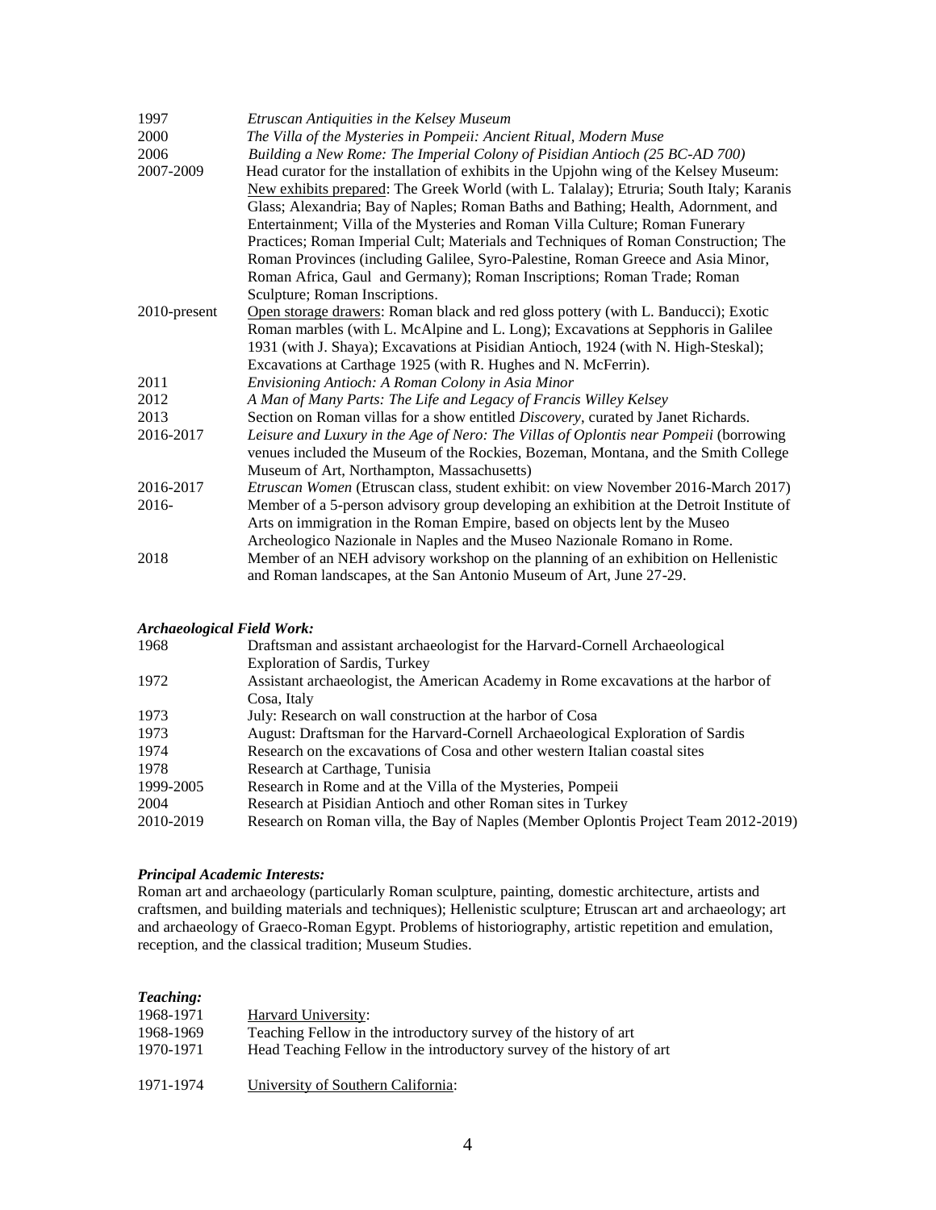| | |
|---|---|
| 1997 | *Etruscan Antiquities in the Kelsey Museum* |
| 2000 | *The Villa of the Mysteries in Pompeii: Ancient Ritual, Modern Muse* |
| 2006 | *Building a New Rome: The Imperial Colony of Pisidian Antioch (25 BC-AD 700)* |
| 2007-2009 | Head curator for the installation of exhibits in the Upjohn wing of the Kelsey Museum: New exhibits prepared: The Greek World (with L. Talalay); Etruria; South Italy; Karanis Glass; Alexandria; Bay of Naples; Roman Baths and Bathing; Health, Adornment, and Entertainment; Villa of the Mysteries and Roman Villa Culture; Roman Funerary Practices; Roman Imperial Cult; Materials and Techniques of Roman Construction; The Roman Provinces (including Galilee, Syro-Palestine, Roman Greece and Asia Minor, Roman Africa, Gaul and Germany); Roman Inscriptions; Roman Trade; Roman Sculpture; Roman Inscriptions. |
| 2010-present | Open storage drawers: Roman black and red gloss pottery (with L. Banducci); Exotic Roman marbles (with L. McAlpine and L. Long); Excavations at Sepphoris in Galilee 1931 (with J. Shaya); Excavations at Pisidian Antioch, 1924 (with N. High-Steskal); Excavations at Carthage 1925 (with R. Hughes and N. McFerrin). |
| 2011 | *Envisioning Antioch: A Roman Colony in Asia Minor* |
| 2012 | *A Man of Many Parts: The Life and Legacy of Francis Willey Kelsey* |
| 2013 | Section on Roman villas for a show entitled *Discovery*, curated by Janet Richards. |
| 2016-2017 | *Leisure and Luxury in the Age of Nero: The Villas of Oplontis near Pompeii* (borrowing venues included the Museum of the Rockies, Bozeman, Montana, and the Smith College Museum of Art, Northampton, Massachusetts) |
| 2016-2017 | *Etruscan Women* (Etruscan class, student exhibit: on view November 2016-March 2017) |
| 2016- | Member of a 5-person advisory group developing an exhibition at the Detroit Institute of Arts on immigration in the Roman Empire, based on objects lent by the Museo Archeologico Nazionale in Naples and the Museo Nazionale Romano in Rome. |
| 2018 | Member of an NEH advisory workshop on the planning of an exhibition on Hellenistic and Roman landscapes, at the San Antonio Museum of Art, June 27-29. |

***Archaeological Field Work:***

| | |
|---|---|
| 1968 | Draftsman and assistant archaeologist for the Harvard-Cornell Archaeological Exploration of Sardis, Turkey |
| 1972 | Assistant archaeologist, the American Academy in Rome excavations at the harbor of Cosa, Italy |
| 1973 | July: Research on wall construction at the harbor of Cosa |
| 1973 | August: Draftsman for the Harvard-Cornell Archaeological Exploration of Sardis |
| 1974 | Research on the excavations of Cosa and other western Italian coastal sites |
| 1978 | Research at Carthage, Tunisia |
| 1999-2005 | Research in Rome and at the Villa of the Mysteries, Pompeii |
| 2004 | Research at Pisidian Antioch and other Roman sites in Turkey |
| 2010-2019 | Research on Roman villa, the Bay of Naples (Member Oplontis Project Team 2012-2019) |

***Principal Academic Interests:***

Roman art and archaeology (particularly Roman sculpture, painting, domestic architecture, artists and craftsmen, and building materials and techniques); Hellenistic sculpture; Etruscan art and archaeology; art and archaeology of Graeco-Roman Egypt. Problems of historiography, artistic repetition and emulation, reception, and the classical tradition; Museum Studies.

***Teaching:***

| | |
|---|---|
| 1968-1971 | Harvard University: |
| 1968-1969 | Teaching Fellow in the introductory survey of the history of art |
| 1970-1971 | Head Teaching Fellow in the introductory survey of the history of art |
| | |
| 1971-1974 | University of Southern California: |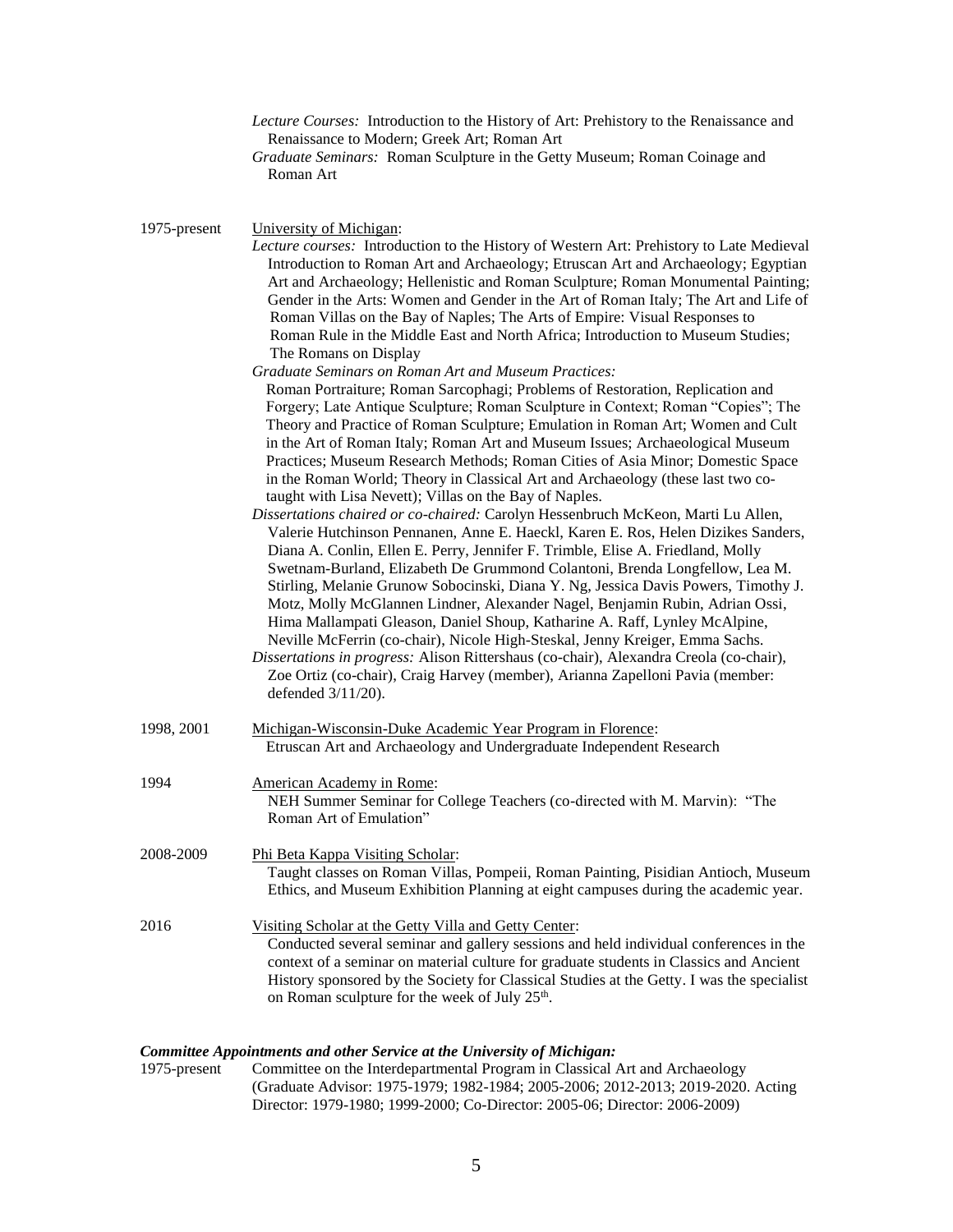*Lecture Courses:* Introduction to the History of Art: Prehistory to the Renaissance and Renaissance to Modern; Greek Art; Roman Art

*Graduate Seminars:* Roman Sculpture in the Getty Museum; Roman Coinage and Roman Art

1975-present — University of Michigan:

*Lecture courses:* Introduction to the History of Western Art: Prehistory to Late Medieval Introduction to Roman Art and Archaeology; Etruscan Art and Archaeology; Egyptian Art and Archaeology; Hellenistic and Roman Sculpture; Roman Monumental Painting; Gender in the Arts: Women and Gender in the Art of Roman Italy; The Art and Life of Roman Villas on the Bay of Naples; The Arts of Empire: Visual Responses to Roman Rule in the Middle East and North Africa; Introduction to Museum Studies; The Romans on Display

*Graduate Seminars on Roman Art and Museum Practices:* Roman Portraiture; Roman Sarcophagi; Problems of Restoration, Replication and Forgery; Late Antique Sculpture; Roman Sculpture in Context; Roman "Copies"; The Theory and Practice of Roman Sculpture; Emulation in Roman Art; Women and Cult in the Art of Roman Italy; Roman Art and Museum Issues; Archaeological Museum Practices; Museum Research Methods; Roman Cities of Asia Minor; Domestic Space in the Roman World; Theory in Classical Art and Archaeology (these last two co-taught with Lisa Nevett); Villas on the Bay of Naples.

*Dissertations chaired or co-chaired:* Carolyn Hessenbruch McKeon, Marti Lu Allen, Valerie Hutchinson Pennanen, Anne E. Haeckl, Karen E. Ros, Helen Dizikes Sanders, Diana A. Conlin, Ellen E. Perry, Jennifer F. Trimble, Elise A. Friedland, Molly Swetnam-Burland, Elizabeth De Grummond Colantoni, Brenda Longfellow, Lea M. Stirling, Melanie Grunow Sobocinski, Diana Y. Ng, Jessica Davis Powers, Timothy J. Motz, Molly McGlannen Lindner, Alexander Nagel, Benjamin Rubin, Adrian Ossi, Hima Mallampati Gleason, Daniel Shoup, Katharine A. Raff, Lynley McAlpine, Neville McFerrin (co-chair), Nicole High-Steskal, Jenny Kreiger, Emma Sachs.

*Dissertations in progress:* Alison Rittershaus (co-chair), Alexandra Creola (co-chair), Zoe Ortiz (co-chair), Craig Harvey (member), Arianna Zapelloni Pavia (member: defended 3/11/20).

1998, 2001 — Michigan-Wisconsin-Duke Academic Year Program in Florence:
Etruscan Art and Archaeology and Undergraduate Independent Research

1994 — American Academy in Rome:
NEH Summer Seminar for College Teachers (co-directed with M. Marvin): "The Roman Art of Emulation"

2008-2009 — Phi Beta Kappa Visiting Scholar:
Taught classes on Roman Villas, Pompeii, Roman Painting, Pisidian Antioch, Museum Ethics, and Museum Exhibition Planning at eight campuses during the academic year.

2016 — Visiting Scholar at the Getty Villa and Getty Center:
Conducted several seminar and gallery sessions and held individual conferences in the context of a seminar on material culture for graduate students in Classics and Ancient History sponsored by the Society for Classical Studies at the Getty. I was the specialist on Roman sculpture for the week of July 25th.

***Committee Appointments and other Service at the University of Michigan:***

1975-present — Committee on the Interdepartmental Program in Classical Art and Archaeology (Graduate Advisor: 1975-1979; 1982-1984; 2005-2006; 2012-2013; 2019-2020. Acting Director: 1979-1980; 1999-2000; Co-Director: 2005-06; Director: 2006-2009)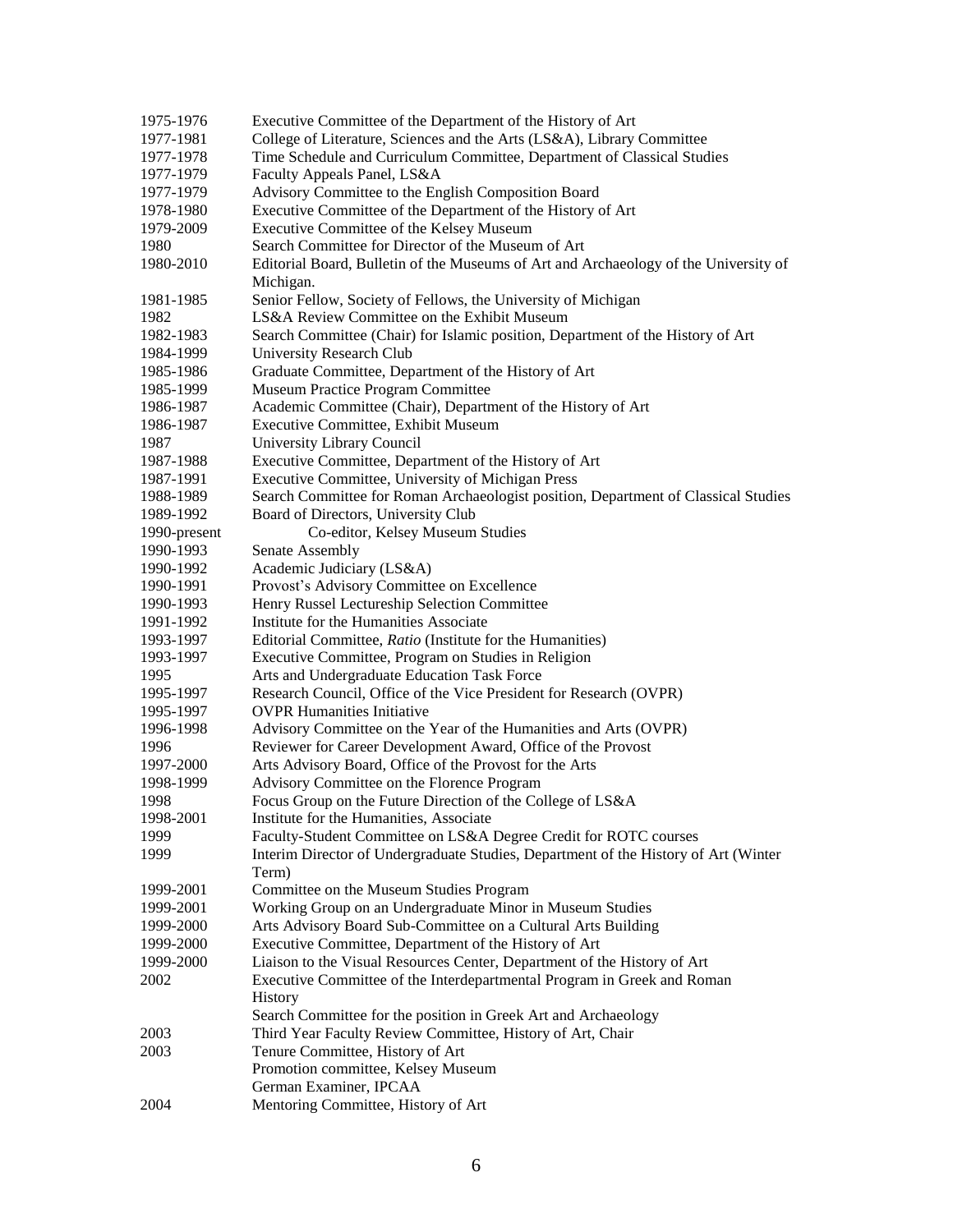| | |
|---|---|
| 1975-1976 | Executive Committee of the Department of the History of Art |
| 1977-1981 | College of Literature, Sciences and the Arts (LS&A), Library Committee |
| 1977-1978 | Time Schedule and Curriculum Committee, Department of Classical Studies |
| 1977-1979 | Faculty Appeals Panel, LS&A |
| 1977-1979 | Advisory Committee to the English Composition Board |
| 1978-1980 | Executive Committee of the Department of the History of Art |
| 1979-2009 | Executive Committee of the Kelsey Museum |
| 1980 | Search Committee for Director of the Museum of Art |
| 1980-2010 | Editorial Board, Bulletin of the Museums of Art and Archaeology of the University of Michigan. |
| 1981-1985 | Senior Fellow, Society of Fellows, the University of Michigan |
| 1982 | LS&A Review Committee on the Exhibit Museum |
| 1982-1983 | Search Committee (Chair) for Islamic position, Department of the History of Art |
| 1984-1999 | University Research Club |
| 1985-1986 | Graduate Committee, Department of the History of Art |
| 1985-1999 | Museum Practice Program Committee |
| 1986-1987 | Academic Committee (Chair), Department of the History of Art |
| 1986-1987 | Executive Committee, Exhibit Museum |
| 1987 | University Library Council |
| 1987-1988 | Executive Committee, Department of the History of Art |
| 1987-1991 | Executive Committee, University of Michigan Press |
| 1988-1989 | Search Committee for Roman Archaeologist position, Department of Classical Studies |
| 1989-1992 | Board of Directors, University Club |
| 1990-present | Co-editor, Kelsey Museum Studies |
| 1990-1993 | Senate Assembly |
| 1990-1992 | Academic Judiciary (LS&A) |
| 1990-1991 | Provost's Advisory Committee on Excellence |
| 1990-1993 | Henry Russel Lectureship Selection Committee |
| 1991-1992 | Institute for the Humanities Associate |
| 1993-1997 | Editorial Committee, *Ratio* (Institute for the Humanities) |
| 1993-1997 | Executive Committee, Program on Studies in Religion |
| 1995 | Arts and Undergraduate Education Task Force |
| 1995-1997 | Research Council, Office of the Vice President for Research (OVPR) |
| 1995-1997 | OVPR Humanities Initiative |
| 1996-1998 | Advisory Committee on the Year of the Humanities and Arts (OVPR) |
| 1996 | Reviewer for Career Development Award, Office of the Provost |
| 1997-2000 | Arts Advisory Board, Office of the Provost for the Arts |
| 1998-1999 | Advisory Committee on the Florence Program |
| 1998 | Focus Group on the Future Direction of the College of LS&A |
| 1998-2001 | Institute for the Humanities, Associate |
| 1999 | Faculty-Student Committee on LS&A Degree Credit for ROTC courses |
| 1999 | Interim Director of Undergraduate Studies, Department of the History of Art (Winter Term) |
| 1999-2001 | Committee on the Museum Studies Program |
| 1999-2001 | Working Group on an Undergraduate Minor in Museum Studies |
| 1999-2000 | Arts Advisory Board Sub-Committee on a Cultural Arts Building |
| 1999-2000 | Executive Committee, Department of the History of Art |
| 1999-2000 | Liaison to the Visual Resources Center, Department of the History of Art |
| 2002 | Executive Committee of the Interdepartmental Program in Greek and Roman History |
| | Search Committee for the position in Greek Art and Archaeology |
| 2003 | Third Year Faculty Review Committee, History of Art, Chair |
| 2003 | Tenure Committee, History of Art |
| | Promotion committee, Kelsey Museum |
| | German Examiner, IPCAA |
| 2004 | Mentoring Committee, History of Art |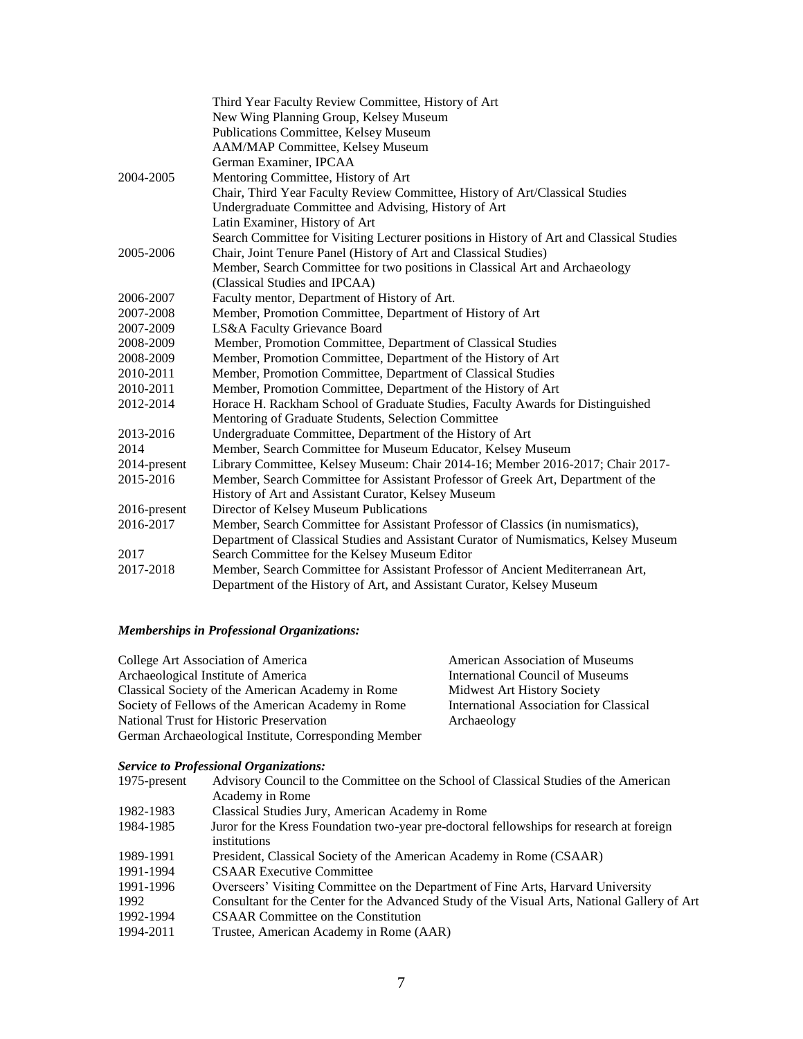| | |
|---|---|
| | Third Year Faculty Review Committee, History of Art |
| | New Wing Planning Group, Kelsey Museum |
| | Publications Committee, Kelsey Museum |
| | AAM/MAP Committee, Kelsey Museum |
| | German Examiner, IPCAA |
| 2004-2005 | Mentoring Committee, History of Art |
| | Chair, Third Year Faculty Review Committee, History of Art/Classical Studies |
| | Undergraduate Committee and Advising, History of Art |
| | Latin Examiner, History of Art |
| | Search Committee for Visiting Lecturer positions in History of Art and Classical Studies |
| 2005-2006 | Chair, Joint Tenure Panel (History of Art and Classical Studies) |
| | Member, Search Committee for two positions in Classical Art and Archaeology (Classical Studies and IPCAA) |
| 2006-2007 | Faculty mentor, Department of History of Art. |
| 2007-2008 | Member, Promotion Committee, Department of History of Art |
| 2007-2009 | LS&A Faculty Grievance Board |
| 2008-2009 | Member, Promotion Committee, Department of Classical Studies |
| 2008-2009 | Member, Promotion Committee, Department of the History of Art |
| 2010-2011 | Member, Promotion Committee, Department of Classical Studies |
| 2010-2011 | Member, Promotion Committee, Department of the History of Art |
| 2012-2014 | Horace H. Rackham School of Graduate Studies, Faculty Awards for Distinguished Mentoring of Graduate Students, Selection Committee |
| 2013-2016 | Undergraduate Committee, Department of the History of Art |
| 2014 | Member, Search Committee for Museum Educator, Kelsey Museum |
| 2014-present | Library Committee, Kelsey Museum: Chair 2014-16; Member 2016-2017; Chair 2017- |
| 2015-2016 | Member, Search Committee for Assistant Professor of Greek Art, Department of the History of Art and Assistant Curator, Kelsey Museum |
| 2016-present | Director of Kelsey Museum Publications |
| 2016-2017 | Member, Search Committee for Assistant Professor of Classics (in numismatics), Department of Classical Studies and Assistant Curator of Numismatics, Kelsey Museum |
| 2017 | Search Committee for the Kelsey Museum Editor |
| 2017-2018 | Member, Search Committee for Assistant Professor of Ancient Mediterranean Art, Department of the History of Art, and Assistant Curator, Kelsey Museum |

### *Memberships in Professional Organizations:*

- College Art Association of America
- Archaeological Institute of America
- Classical Society of the American Academy in Rome
- Society of Fellows of the American Academy in Rome
- National Trust for Historic Preservation
- German Archaeological Institute, Corresponding Member
- American Association of Museums
- International Council of Museums
- Midwest Art History Society
- International Association for Classical Archaeology

### *Service to Professional Organizations:*

| | |
|---|---|
| 1975-present | Advisory Council to the Committee on the School of Classical Studies of the American Academy in Rome |
| 1982-1983 | Classical Studies Jury, American Academy in Rome |
| 1984-1985 | Juror for the Kress Foundation two-year pre-doctoral fellowships for research at foreign institutions |
| 1989-1991 | President, Classical Society of the American Academy in Rome (CSAAR) |
| 1991-1994 | CSAAR Executive Committee |
| 1991-1996 | Overseers' Visiting Committee on the Department of Fine Arts, Harvard University |
| 1992 | Consultant for the Center for the Advanced Study of the Visual Arts, National Gallery of Art |
| 1992-1994 | CSAAR Committee on the Constitution |
| 1994-2011 | Trustee, American Academy in Rome (AAR) |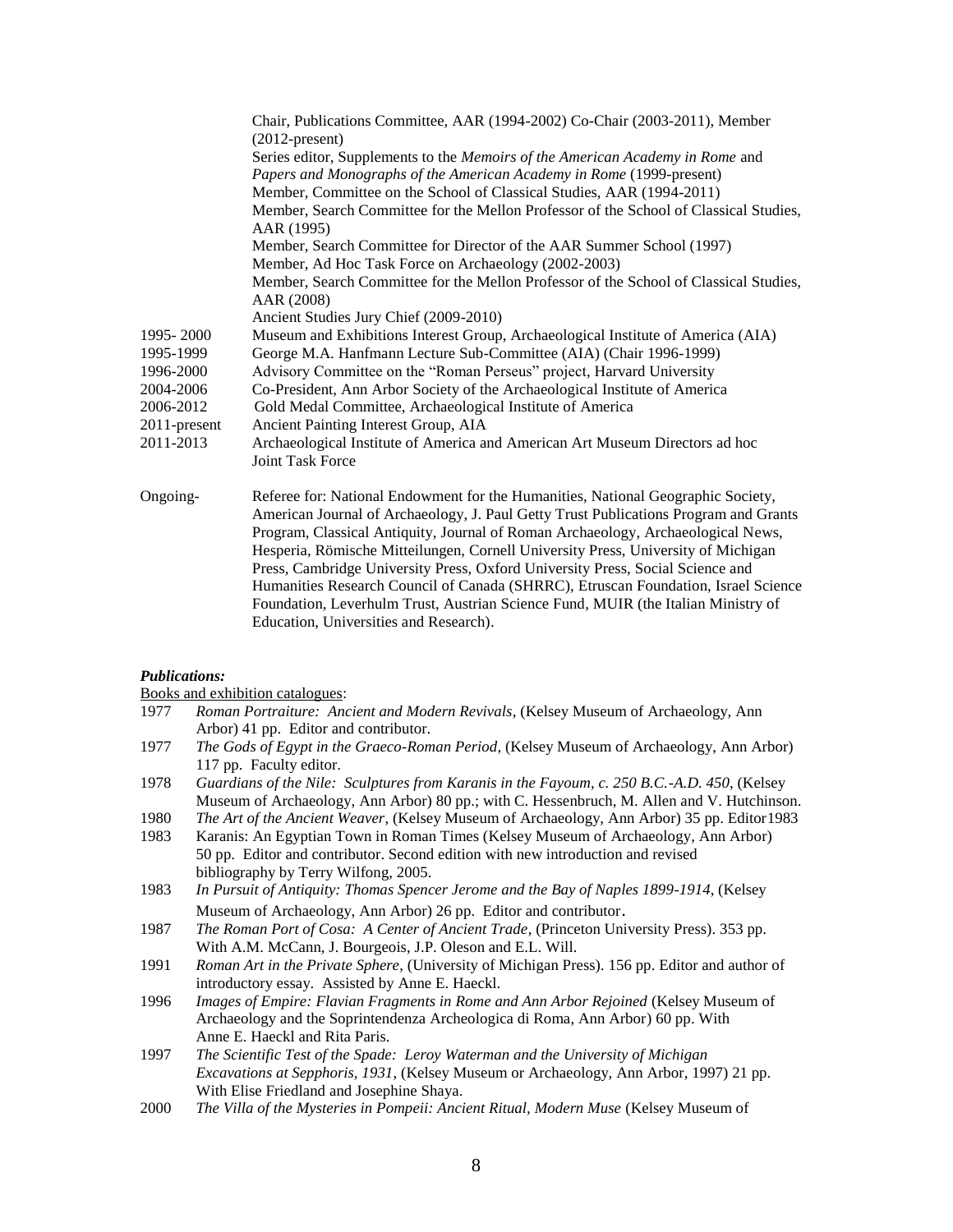Chair, Publications Committee, AAR (1994-2002) Co-Chair (2003-2011), Member (2012-present)
Series editor, Supplements to the *Memoirs of the American Academy in Rome* and *Papers and Monographs of the American Academy in Rome* (1999-present)
Member, Committee on the School of Classical Studies, AAR (1994-2011)
Member, Search Committee for the Mellon Professor of the School of Classical Studies, AAR (1995)
Member, Search Committee for Director of the AAR Summer School (1997)
Member, Ad Hoc Task Force on Archaeology (2002-2003)
Member, Search Committee for the Mellon Professor of the School of Classical Studies, AAR (2008)
Ancient Studies Jury Chief (2009-2010)

| | |
|---|---|
| 1995- 2000 | Museum and Exhibitions Interest Group, Archaeological Institute of America (AIA) |
| 1995-1999 | George M.A. Hanfmann Lecture Sub-Committee (AIA) (Chair 1996-1999) |
| 1996-2000 | Advisory Committee on the "Roman Perseus" project, Harvard University |
| 2004-2006 | Co-President, Ann Arbor Society of the Archaeological Institute of America |
| 2006-2012 | Gold Medal Committee, Archaeological Institute of America |
| 2011-present | Ancient Painting Interest Group, AIA |
| 2011-2013 | Archaeological Institute of America and American Art Museum Directors ad hoc Joint Task Force |
| Ongoing- | Referee for: National Endowment for the Humanities, National Geographic Society, American Journal of Archaeology, J. Paul Getty Trust Publications Program and Grants Program, Classical Antiquity, Journal of Roman Archaeology, Archaeological News, Hesperia, Römische Mitteilungen, Cornell University Press, University of Michigan Press, Cambridge University Press, Oxford University Press, Social Science and Humanities Research Council of Canada (SHRRC), Etruscan Foundation, Israel Science Foundation, Leverhulm Trust, Austrian Science Fund, MUIR (the Italian Ministry of Education, Universities and Research). |

***Publications:***

Books and exhibition catalogues:

1977 *Roman Portraiture: Ancient and Modern Revivals*, (Kelsey Museum of Archaeology, Ann Arbor) 41 pp. Editor and contributor.

1977 *The Gods of Egypt in the Graeco-Roman Period*, (Kelsey Museum of Archaeology, Ann Arbor) 117 pp. Faculty editor.

1978 *Guardians of the Nile: Sculptures from Karanis in the Fayoum, c. 250 B.C.-A.D. 450*, (Kelsey Museum of Archaeology, Ann Arbor) 80 pp.; with C. Hessenbruch, M. Allen and V. Hutchinson.

1980 *The Art of the Ancient Weaver*, (Kelsey Museum of Archaeology, Ann Arbor) 35 pp. Editor1983

1983 Karanis: An Egyptian Town in Roman Times (Kelsey Museum of Archaeology, Ann Arbor) 50 pp. Editor and contributor. Second edition with new introduction and revised bibliography by Terry Wilfong, 2005.

1983 *In Pursuit of Antiquity: Thomas Spencer Jerome and the Bay of Naples 1899-1914*, (Kelsey Museum of Archaeology, Ann Arbor) 26 pp. Editor and contributor.

1987 *The Roman Port of Cosa: A Center of Ancient Trade*, (Princeton University Press). 353 pp. With A.M. McCann, J. Bourgeois, J.P. Oleson and E.L. Will.

1991 *Roman Art in the Private Sphere*, (University of Michigan Press). 156 pp. Editor and author of introductory essay. Assisted by Anne E. Haeckl.

1996 *Images of Empire: Flavian Fragments in Rome and Ann Arbor Rejoined* (Kelsey Museum of Archaeology and the Soprintendenza Archeologica di Roma, Ann Arbor) 60 pp. With Anne E. Haeckl and Rita Paris.

1997 *The Scientific Test of the Spade: Leroy Waterman and the University of Michigan Excavations at Sepphoris, 1931*, (Kelsey Museum or Archaeology, Ann Arbor, 1997) 21 pp. With Elise Friedland and Josephine Shaya.

2000 *The Villa of the Mysteries in Pompeii: Ancient Ritual, Modern Muse* (Kelsey Museum of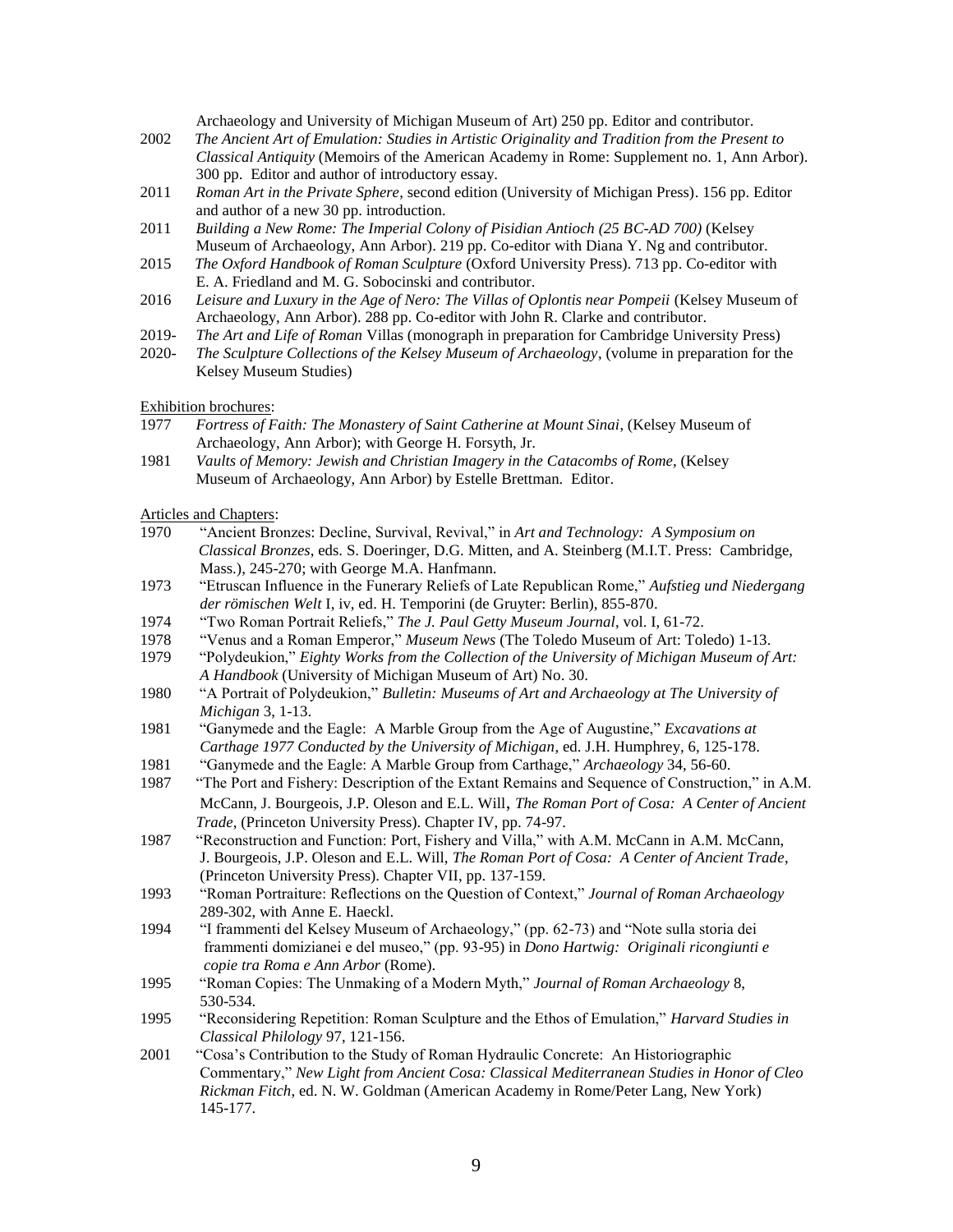Archaeology and University of Michigan Museum of Art) 250 pp. Editor and contributor.

2002 *The Ancient Art of Emulation: Studies in Artistic Originality and Tradition from the Present to Classical Antiquity* (Memoirs of the American Academy in Rome: Supplement no. 1, Ann Arbor). 300 pp. Editor and author of introductory essay.

2011 *Roman Art in the Private Sphere*, second edition (University of Michigan Press). 156 pp. Editor and author of a new 30 pp. introduction.

2011 *Building a New Rome: The Imperial Colony of Pisidian Antioch (25 BC-AD 700)* (Kelsey Museum of Archaeology, Ann Arbor). 219 pp. Co-editor with Diana Y. Ng and contributor.

2015 *The Oxford Handbook of Roman Sculpture* (Oxford University Press). 713 pp. Co-editor with E. A. Friedland and M. G. Sobocinski and contributor.

2016 *Leisure and Luxury in the Age of Nero: The Villas of Oplontis near Pompeii* (Kelsey Museum of Archaeology, Ann Arbor). 288 pp. Co-editor with John R. Clarke and contributor.

2019- *The Art and Life of Roman* Villas (monograph in preparation for Cambridge University Press)

2020- *The Sculpture Collections of the Kelsey Museum of Archaeology*, (volume in preparation for the Kelsey Museum Studies)

Exhibition brochures:

1977 *Fortress of Faith: The Monastery of Saint Catherine at Mount Sinai*, (Kelsey Museum of Archaeology, Ann Arbor); with George H. Forsyth, Jr.

1981 *Vaults of Memory: Jewish and Christian Imagery in the Catacombs of Rome*, (Kelsey Museum of Archaeology, Ann Arbor) by Estelle Brettman. Editor.

Articles and Chapters:

1970 "Ancient Bronzes: Decline, Survival, Revival," in *Art and Technology: A Symposium on Classical Bronzes*, eds. S. Doeringer, D.G. Mitten, and A. Steinberg (M.I.T. Press: Cambridge, Mass.), 245-270; with George M.A. Hanfmann.

1973 "Etruscan Influence in the Funerary Reliefs of Late Republican Rome," *Aufstieg und Niedergang der römischen Welt* I, iv, ed. H. Temporini (de Gruyter: Berlin), 855-870.

1974 "Two Roman Portrait Reliefs," *The J. Paul Getty Museum Journal*, vol. I, 61-72.

1978 "Venus and a Roman Emperor," *Museum News* (The Toledo Museum of Art: Toledo) 1-13.

1979 "Polydeukion," *Eighty Works from the Collection of the University of Michigan Museum of Art: A Handbook* (University of Michigan Museum of Art) No. 30.

1980 "A Portrait of Polydeukion," *Bulletin: Museums of Art and Archaeology at The University of Michigan* 3, 1-13.

1981 "Ganymede and the Eagle: A Marble Group from the Age of Augustine," *Excavations at Carthage 1977 Conducted by the University of Michigan*, ed. J.H. Humphrey, 6, 125-178.

1981 "Ganymede and the Eagle: A Marble Group from Carthage," *Archaeology* 34, 56-60.

1987 "The Port and Fishery: Description of the Extant Remains and Sequence of Construction," in A.M. McCann, J. Bourgeois, J.P. Oleson and E.L. Will, *The Roman Port of Cosa: A Center of Ancient Trade*, (Princeton University Press). Chapter IV, pp. 74-97.

1987 "Reconstruction and Function: Port, Fishery and Villa," with A.M. McCann in A.M. McCann, J. Bourgeois, J.P. Oleson and E.L. Will, *The Roman Port of Cosa: A Center of Ancient Trade*, (Princeton University Press). Chapter VII, pp. 137-159.

1993 "Roman Portraiture: Reflections on the Question of Context," *Journal of Roman Archaeology* 289-302, with Anne E. Haeckl.

1994 "I frammenti del Kelsey Museum of Archaeology," (pp. 62-73) and "Note sulla storia dei frammenti domizianei e del museo," (pp. 93-95) in *Dono Hartwig: Originali ricongiunti e copie tra Roma e Ann Arbor* (Rome).

1995 "Roman Copies: The Unmaking of a Modern Myth," *Journal of Roman Archaeology* 8, 530-534.

1995 "Reconsidering Repetition: Roman Sculpture and the Ethos of Emulation," *Harvard Studies in Classical Philology* 97, 121-156.

2001 "Cosa's Contribution to the Study of Roman Hydraulic Concrete: An Historiographic Commentary," *New Light from Ancient Cosa: Classical Mediterranean Studies in Honor of Cleo Rickman Fitch*, ed. N. W. Goldman (American Academy in Rome/Peter Lang, New York) 145-177.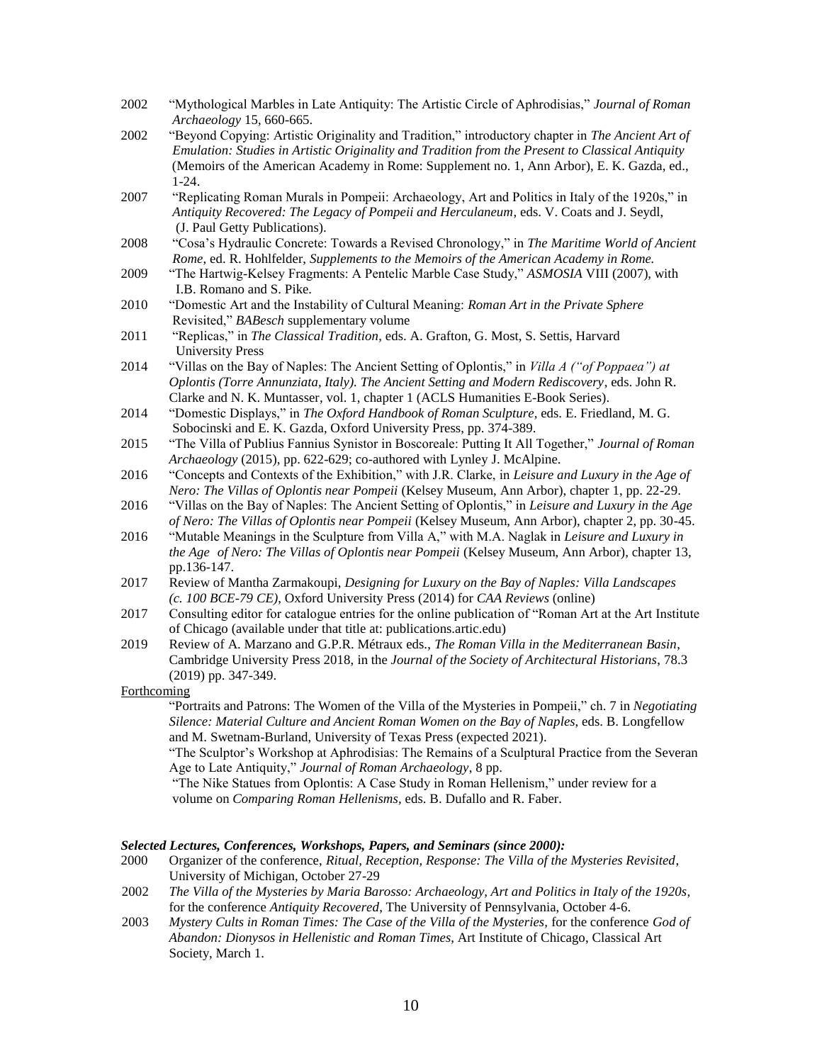2002 "Mythological Marbles in Late Antiquity: The Artistic Circle of Aphrodisias," *Journal of Roman Archaeology* 15, 660-665.

2002 "Beyond Copying: Artistic Originality and Tradition," introductory chapter in *The Ancient Art of Emulation: Studies in Artistic Originality and Tradition from the Present to Classical Antiquity* (Memoirs of the American Academy in Rome: Supplement no. 1, Ann Arbor), E. K. Gazda, ed., 1-24.

2007 "Replicating Roman Murals in Pompeii: Archaeology, Art and Politics in Italy of the 1920s," in *Antiquity Recovered: The Legacy of Pompeii and Herculaneum*, eds. V. Coats and J. Seydl, (J. Paul Getty Publications).

2008 "Cosa's Hydraulic Concrete: Towards a Revised Chronology," in *The Maritime World of Ancient Rome*, ed. R. Hohlfelder, *Supplements to the Memoirs of the American Academy in Rome.*

2009 "The Hartwig-Kelsey Fragments: A Pentelic Marble Case Study," *ASMOSIA* VIII (2007), with I.B. Romano and S. Pike.

2010 "Domestic Art and the Instability of Cultural Meaning: *Roman Art in the Private Sphere* Revisited," *BABesch* supplementary volume

2011 "Replicas," in *The Classical Tradition*, eds. A. Grafton, G. Most, S. Settis, Harvard University Press

2014 "Villas on the Bay of Naples: The Ancient Setting of Oplontis," in *Villa A ("of Poppaea") at Oplontis (Torre Annunziata, Italy). The Ancient Setting and Modern Rediscovery*, eds. John R. Clarke and N. K. Muntasser, vol. 1, chapter 1 (ACLS Humanities E-Book Series).

2014 "Domestic Displays," in *The Oxford Handbook of Roman Sculpture*, eds. E. Friedland, M. G. Sobocinski and E. K. Gazda, Oxford University Press, pp. 374-389.

2015 "The Villa of Publius Fannius Synistor in Boscoreale: Putting It All Together," *Journal of Roman Archaeology* (2015), pp. 622-629; co-authored with Lynley J. McAlpine.

2016 "Concepts and Contexts of the Exhibition," with J.R. Clarke, in *Leisure and Luxury in the Age of Nero: The Villas of Oplontis near Pompeii* (Kelsey Museum, Ann Arbor), chapter 1, pp. 22-29.

2016 "Villas on the Bay of Naples: The Ancient Setting of Oplontis," in *Leisure and Luxury in the Age of Nero: The Villas of Oplontis near Pompeii* (Kelsey Museum, Ann Arbor), chapter 2, pp. 30-45.

2016 "Mutable Meanings in the Sculpture from Villa A," with M.A. Naglak in *Leisure and Luxury in the Age of Nero: The Villas of Oplontis near Pompeii* (Kelsey Museum, Ann Arbor), chapter 13, pp.136-147.

2017 Review of Mantha Zarmakoupi, *Designing for Luxury on the Bay of Naples: Villa Landscapes (c. 100 BCE-79 CE)*, Oxford University Press (2014) for *CAA Reviews* (online)

2017 Consulting editor for catalogue entries for the online publication of "Roman Art at the Art Institute of Chicago (available under that title at: publications.artic.edu)

2019 Review of A. Marzano and G.P.R. Métraux eds., *The Roman Villa in the Mediterranean Basin*, Cambridge University Press 2018, in the *Journal of the Society of Architectural Historians*, 78.3 (2019) pp. 347-349.

Forthcoming

"Portraits and Patrons: The Women of the Villa of the Mysteries in Pompeii," ch. 7 in *Negotiating Silence: Material Culture and Ancient Roman Women on the Bay of Naples*, eds. B. Longfellow and M. Swetnam-Burland, University of Texas Press (expected 2021).

"The Sculptor's Workshop at Aphrodisias: The Remains of a Sculptural Practice from the Severan Age to Late Antiquity," *Journal of Roman Archaeology*, 8 pp.

"The Nike Statues from Oplontis: A Case Study in Roman Hellenism," under review for a volume on *Comparing Roman Hellenisms*, eds. B. Dufallo and R. Faber.

***Selected Lectures, Conferences, Workshops, Papers, and Seminars (since 2000):***

2000 Organizer of the conference, *Ritual, Reception, Response: The Villa of the Mysteries Revisited*, University of Michigan, October 27-29

2002 *The Villa of the Mysteries by Maria Barosso: Archaeology, Art and Politics in Italy of the 1920s*, for the conference *Antiquity Recovered*, The University of Pennsylvania, October 4-6.

2003 *Mystery Cults in Roman Times: The Case of the Villa of the Mysteries,* for the conference *God of Abandon: Dionysos in Hellenistic and Roman Times*, Art Institute of Chicago, Classical Art Society, March 1.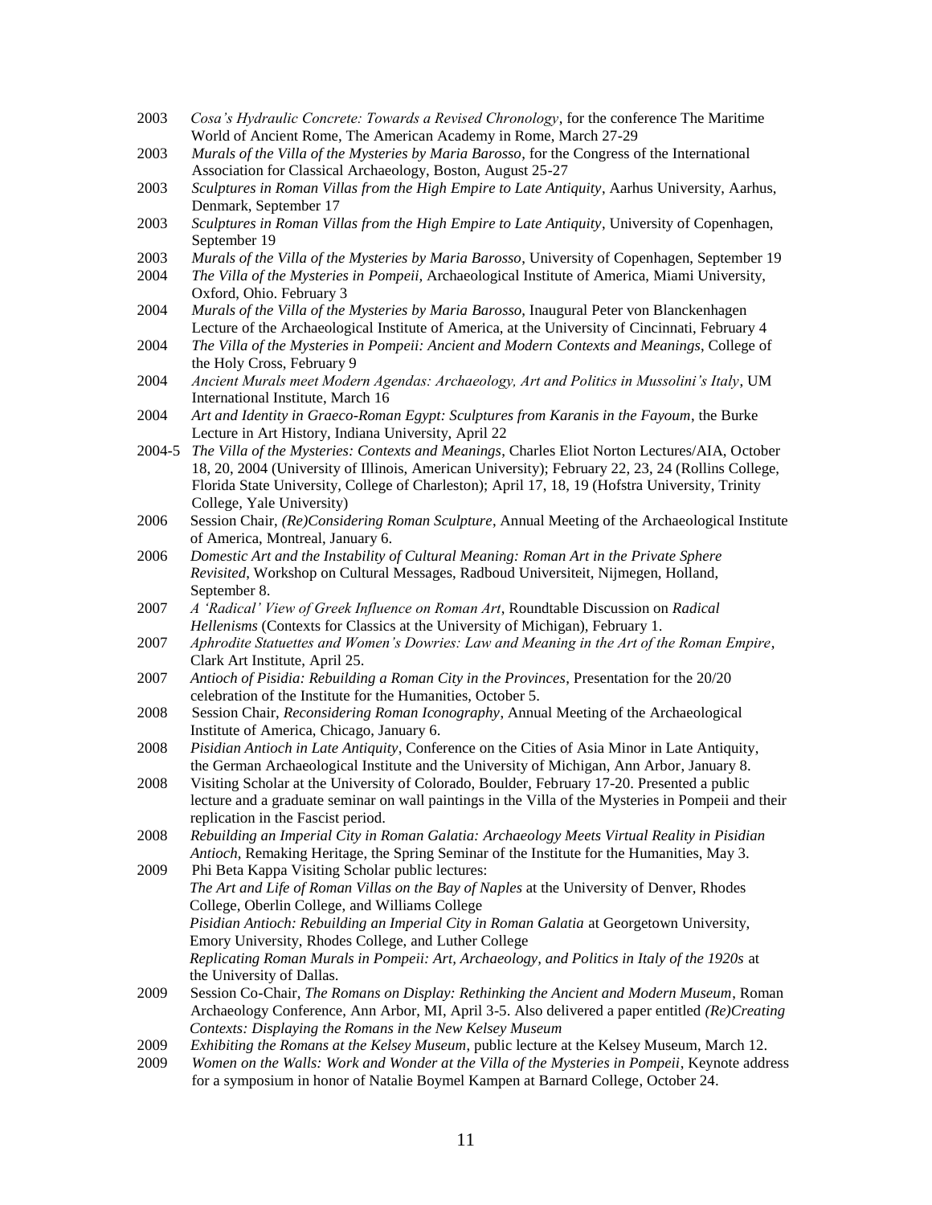2003 *Cosa's Hydraulic Concrete: Towards a Revised Chronology*, for the conference The Maritime World of Ancient Rome, The American Academy in Rome, March 27-29

2003 *Murals of the Villa of the Mysteries by Maria Barosso*, for the Congress of the International Association for Classical Archaeology, Boston, August 25-27

2003 *Sculptures in Roman Villas from the High Empire to Late Antiquity*, Aarhus University, Aarhus, Denmark, September 17

2003 *Sculptures in Roman Villas from the High Empire to Late Antiquity*, University of Copenhagen, September 19

2003 *Murals of the Villa of the Mysteries by Maria Barosso*, University of Copenhagen, September 19

2004 *The Villa of the Mysteries in Pompeii*, Archaeological Institute of America, Miami University, Oxford, Ohio. February 3

2004 *Murals of the Villa of the Mysteries by Maria Barosso*, Inaugural Peter von Blanckenhagen Lecture of the Archaeological Institute of America, at the University of Cincinnati, February 4

2004 *The Villa of the Mysteries in Pompeii: Ancient and Modern Contexts and Meanings*, College of the Holy Cross, February 9

2004 *Ancient Murals meet Modern Agendas: Archaeology, Art and Politics in Mussolini's Italy*, UM International Institute, March 16

2004 *Art and Identity in Graeco-Roman Egypt: Sculptures from Karanis in the Fayoum*, the Burke Lecture in Art History, Indiana University, April 22

2004-5 *The Villa of the Mysteries: Contexts and Meanings*, Charles Eliot Norton Lectures/AIA, October 18, 20, 2004 (University of Illinois, American University); February 22, 23, 24 (Rollins College, Florida State University, College of Charleston); April 17, 18, 19 (Hofstra University, Trinity College, Yale University)

2006 Session Chair, *(Re)Considering Roman Sculpture*, Annual Meeting of the Archaeological Institute of America, Montreal, January 6.

2006 *Domestic Art and the Instability of Cultural Meaning: Roman Art in the Private Sphere Revisited*, Workshop on Cultural Messages, Radboud Universiteit, Nijmegen, Holland, September 8.

2007 *A 'Radical' View of Greek Influence on Roman Art*, Roundtable Discussion on *Radical Hellenisms* (Contexts for Classics at the University of Michigan), February 1.

2007 *Aphrodite Statuettes and Women's Dowries: Law and Meaning in the Art of the Roman Empire*, Clark Art Institute, April 25.

2007 *Antioch of Pisidia: Rebuilding a Roman City in the Provinces*, Presentation for the 20/20 celebration of the Institute for the Humanities, October 5.

2008 Session Chair, *Reconsidering Roman Iconography*, Annual Meeting of the Archaeological Institute of America, Chicago, January 6.

2008 *Pisidian Antioch in Late Antiquity*, Conference on the Cities of Asia Minor in Late Antiquity, the German Archaeological Institute and the University of Michigan, Ann Arbor, January 8.

2008 Visiting Scholar at the University of Colorado, Boulder, February 17-20. Presented a public lecture and a graduate seminar on wall paintings in the Villa of the Mysteries in Pompeii and their replication in the Fascist period.

2008 *Rebuilding an Imperial City in Roman Galatia: Archaeology Meets Virtual Reality in Pisidian Antioch*, Remaking Heritage, the Spring Seminar of the Institute for the Humanities, May 3.

2009 Phi Beta Kappa Visiting Scholar public lectures:
*The Art and Life of Roman Villas on the Bay of Naples* at the University of Denver, Rhodes College, Oberlin College, and Williams College
*Pisidian Antioch: Rebuilding an Imperial City in Roman Galatia* at Georgetown University, Emory University, Rhodes College, and Luther College
*Replicating Roman Murals in Pompeii: Art, Archaeology, and Politics in Italy of the 1920s* at the University of Dallas.

2009 Session Co-Chair, *The Romans on Display: Rethinking the Ancient and Modern Museum*, Roman Archaeology Conference, Ann Arbor, MI, April 3-5. Also delivered a paper entitled *(Re)Creating Contexts: Displaying the Romans in the New Kelsey Museum*

2009 *Exhibiting the Romans at the Kelsey Museum*, public lecture at the Kelsey Museum, March 12.

2009 *Women on the Walls: Work and Wonder at the Villa of the Mysteries in Pompeii*, Keynote address for a symposium in honor of Natalie Boymel Kampen at Barnard College, October 24.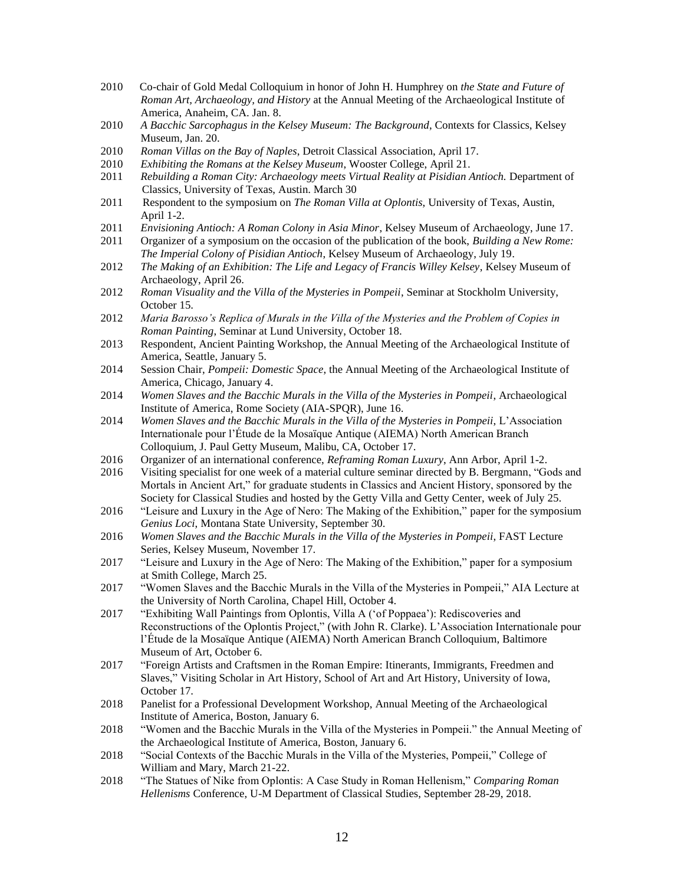2010 Co-chair of Gold Medal Colloquium in honor of John H. Humphrey on *the State and Future of Roman Art, Archaeology, and History* at the Annual Meeting of the Archaeological Institute of America, Anaheim, CA. Jan. 8.

2010 *A Bacchic Sarcophagus in the Kelsey Museum: The Background*, Contexts for Classics, Kelsey Museum, Jan. 20.

2010 *Roman Villas on the Bay of Naples*, Detroit Classical Association, April 17.

2010 *Exhibiting the Romans at the Kelsey Museum*, Wooster College, April 21.

2011 *Rebuilding a Roman City: Archaeology meets Virtual Reality at Pisidian Antioch.* Department of Classics, University of Texas, Austin. March 30

2011 Respondent to the symposium on *The Roman Villa at Oplontis*, University of Texas, Austin, April 1-2.

2011 *Envisioning Antioch: A Roman Colony in Asia Minor*, Kelsey Museum of Archaeology, June 17.

2011 Organizer of a symposium on the occasion of the publication of the book, *Building a New Rome: The Imperial Colony of Pisidian Antioch*, Kelsey Museum of Archaeology, July 19.

2012 *The Making of an Exhibition: The Life and Legacy of Francis Willey Kelsey*, Kelsey Museum of Archaeology, April 26.

2012 *Roman Visuality and the Villa of the Mysteries in Pompeii*, Seminar at Stockholm University, October 15.

2012 *Maria Barosso's Replica of Murals in the Villa of the Mysteries and the Problem of Copies in Roman Painting*, Seminar at Lund University, October 18.

2013 Respondent, Ancient Painting Workshop, the Annual Meeting of the Archaeological Institute of America, Seattle, January 5.

2014 Session Chair, *Pompeii: Domestic Space*, the Annual Meeting of the Archaeological Institute of America, Chicago, January 4.

2014 *Women Slaves and the Bacchic Murals in the Villa of the Mysteries in Pompeii*, Archaeological Institute of America, Rome Society (AIA-SPQR), June 16.

2014 *Women Slaves and the Bacchic Murals in the Villa of the Mysteries in Pompeii*, L'Association Internationale pour l'Étude de la Mosaïque Antique (AIEMA) North American Branch Colloquium, J. Paul Getty Museum, Malibu, CA, October 17.

2016 Organizer of an international conference, *Reframing Roman Luxury*, Ann Arbor, April 1-2.

2016 Visiting specialist for one week of a material culture seminar directed by B. Bergmann, "Gods and Mortals in Ancient Art," for graduate students in Classics and Ancient History, sponsored by the Society for Classical Studies and hosted by the Getty Villa and Getty Center, week of July 25.

2016 "Leisure and Luxury in the Age of Nero: The Making of the Exhibition," paper for the symposium *Genius Loci*, Montana State University, September 30.

2016 *Women Slaves and the Bacchic Murals in the Villa of the Mysteries in Pompeii*, FAST Lecture Series, Kelsey Museum, November 17.

2017 "Leisure and Luxury in the Age of Nero: The Making of the Exhibition," paper for a symposium at Smith College, March 25.

2017 "Women Slaves and the Bacchic Murals in the Villa of the Mysteries in Pompeii," AIA Lecture at the University of North Carolina, Chapel Hill, October 4.

2017 "Exhibiting Wall Paintings from Oplontis, Villa A ('of Poppaea'): Rediscoveries and Reconstructions of the Oplontis Project," (with John R. Clarke). L'Association Internationale pour l'Étude de la Mosaïque Antique (AIEMA) North American Branch Colloquium, Baltimore Museum of Art, October 6.

2017 "Foreign Artists and Craftsmen in the Roman Empire: Itinerants, Immigrants, Freedmen and Slaves," Visiting Scholar in Art History, School of Art and Art History, University of Iowa, October 17.

2018 Panelist for a Professional Development Workshop, Annual Meeting of the Archaeological Institute of America, Boston, January 6.

2018 "Women and the Bacchic Murals in the Villa of the Mysteries in Pompeii." the Annual Meeting of the Archaeological Institute of America, Boston, January 6.

2018 "Social Contexts of the Bacchic Murals in the Villa of the Mysteries, Pompeii," College of William and Mary, March 21-22.

2018 "The Statues of Nike from Oplontis: A Case Study in Roman Hellenism," *Comparing Roman Hellenisms* Conference, U-M Department of Classical Studies, September 28-29, 2018.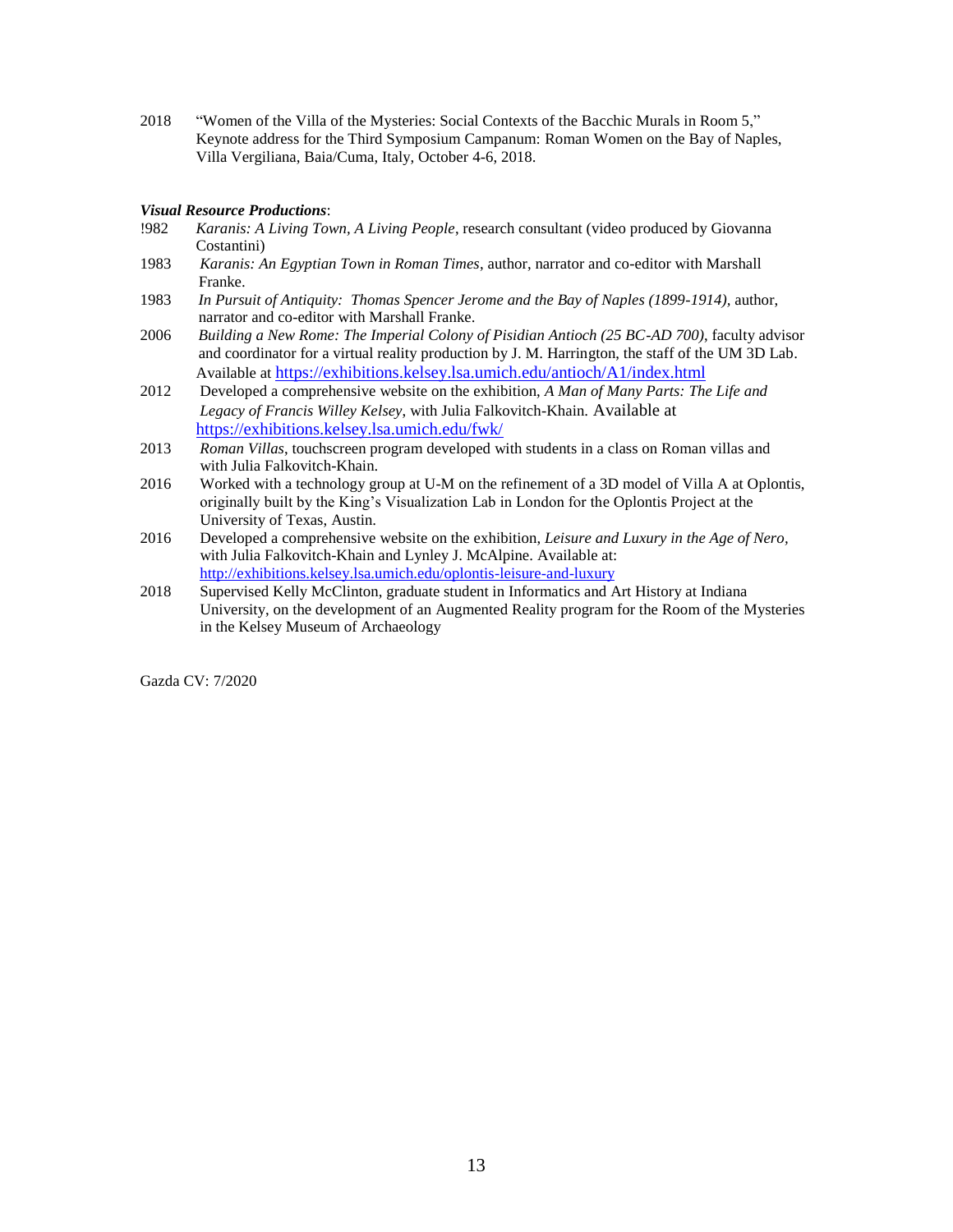2018 "Women of the Villa of the Mysteries: Social Contexts of the Bacchic Murals in Room 5," Keynote address for the Third Symposium Campanum: Roman Women on the Bay of Naples, Villa Vergiliana, Baia/Cuma, Italy, October 4-6, 2018.

***Visual Resource Productions***:

!982 *Karanis: A Living Town, A Living People*, research consultant (video produced by Giovanna Costantini)

1983 *Karanis: An Egyptian Town in Roman Times*, author, narrator and co-editor with Marshall Franke.

1983 *In Pursuit of Antiquity: Thomas Spencer Jerome and the Bay of Naples (1899-1914),* author, narrator and co-editor with Marshall Franke.

2006 *Building a New Rome: The Imperial Colony of Pisidian Antioch (25 BC-AD 700)*, faculty advisor and coordinator for a virtual reality production by J. M. Harrington, the staff of the UM 3D Lab. Available at https://exhibitions.kelsey.lsa.umich.edu/antioch/A1/index.html

2012 Developed a comprehensive website on the exhibition, *A Man of Many Parts: The Life and Legacy of Francis Willey Kelsey*, with Julia Falkovitch-Khain. Available at https://exhibitions.kelsey.lsa.umich.edu/fwk/

2013 *Roman Villas*, touchscreen program developed with students in a class on Roman villas and with Julia Falkovitch-Khain.

2016 Worked with a technology group at U-M on the refinement of a 3D model of Villa A at Oplontis, originally built by the King's Visualization Lab in London for the Oplontis Project at the University of Texas, Austin.

2016 Developed a comprehensive website on the exhibition, *Leisure and Luxury in the Age of Nero*, with Julia Falkovitch-Khain and Lynley J. McAlpine. Available at: http://exhibitions.kelsey.lsa.umich.edu/oplontis-leisure-and-luxury

2018 Supervised Kelly McClinton, graduate student in Informatics and Art History at Indiana University, on the development of an Augmented Reality program for the Room of the Mysteries in the Kelsey Museum of Archaeology

Gazda CV: 7/2020